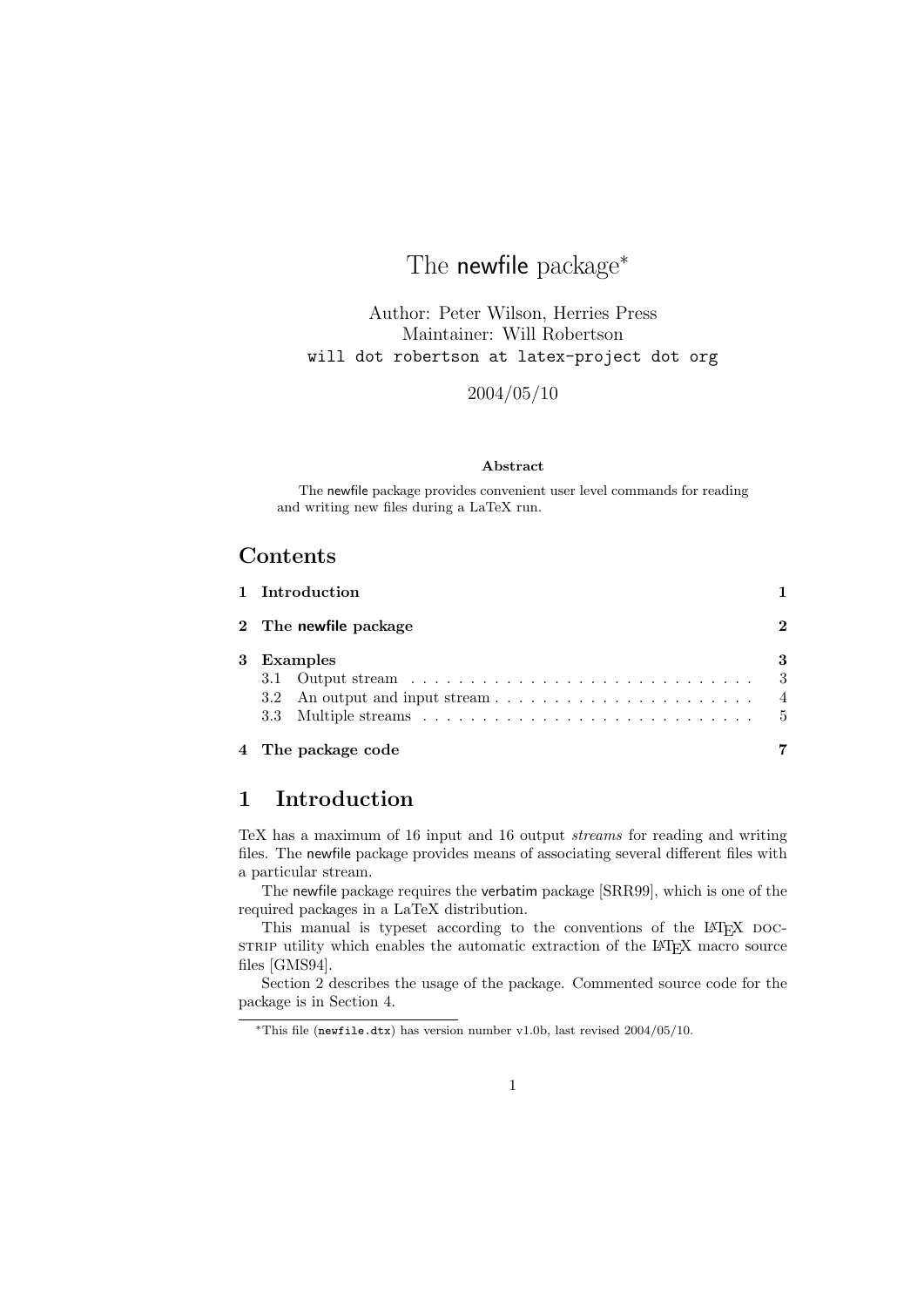# The newfile package*

Author: Peter Wilson, Herries Press
Maintainer: Will Robertson
`will dot robertson at latex-project dot org`

2004/05/10

**Abstract**

The newfile package provides convenient user level commands for reading and writing new files during a LaTeX run.

## Contents

- **1 Introduction** — 1
- **2 The newfile package** — 2
- **3 Examples** — 3
  - 3.1 Output stream — 3
  - 3.2 An output and input stream — 4
  - 3.3 Multiple streams — 5
- **4 The package code** — 7

## 1 Introduction

TeX has a maximum of 16 input and 16 output *streams* for reading and writing files. The newfile package provides means of associating several different files with a particular stream.

The newfile package requires the verbatim package [SRR99], which is one of the required packages in a LaTeX distribution.

This manual is typeset according to the conventions of the LaTeX DOCSTRIP utility which enables the automatic extraction of the LaTeX macro source files [GMS94].

Section 2 describes the usage of the package. Commented source code for the package is in Section 4.

*This file (`newfile.dtx`) has version number v1.0b, last revised 2004/05/10.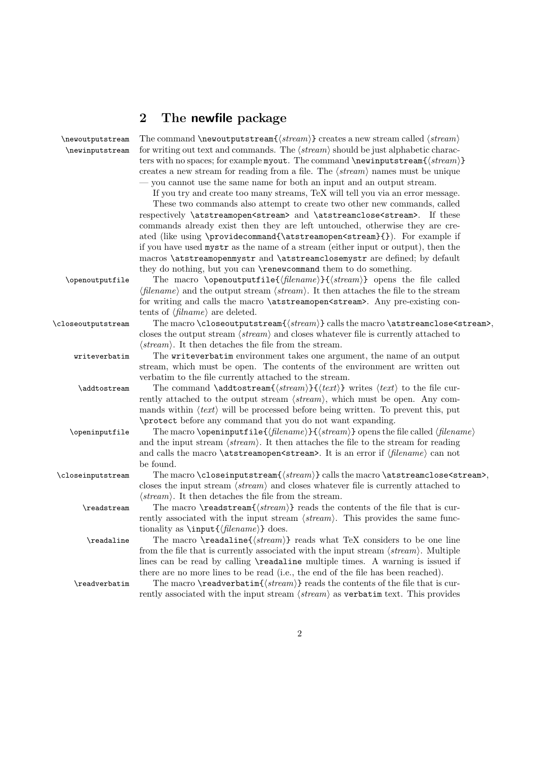## 2 The newfile package

`\newoutputstream` `\newinputstream` The command `\newoutputstream{`⟨*stream*⟩`}` creates a new stream called ⟨*stream*⟩ for writing out text and commands. The ⟨*stream*⟩ should be just alphabetic characters with no spaces; for example `myout`. The command `\newinputstream{`⟨*stream*⟩`}` creates a new stream for reading from a file. The ⟨*stream*⟩ names must be unique — you cannot use the same name for both an input and an output stream.

If you try and create too many streams, TeX will tell you via an error message.

These two commands also attempt to create two other new commands, called respectively `\atstreamopen<stream>` and `\atstreamclose<stream>`. If these commands already exist then they are left untouched, otherwise they are created (like using `\providecommand{\atstreamopen<stream>}{}`). For example if if you have used `mystr` as the name of a stream (either input or output), then the macros `\atstreamopenmystr` and `\atstreamclosemystr` are defined; by default they do nothing, but you can `\renewcommand` them to do something.

`\openoutputfile` The macro `\openoutputfile{`⟨*filename*⟩`}{`⟨*stream*⟩`}` opens the file called ⟨*filename*⟩ and the output stream ⟨*stream*⟩. It then attaches the file to the stream for writing and calls the macro `\atstreamopen<stream>`. Any pre-existing contents of ⟨*filname*⟩ are deleted.

`\closeoutputstream` The macro `\closeoutputstream{`⟨*stream*⟩`}` calls the macro `\atstreamclose<stream>`, closes the output stream ⟨*stream*⟩ and closes whatever file is currently attached to ⟨*stream*⟩. It then detaches the file from the stream.

`writeverbatim` The `writeverbatim` environment takes one argument, the name of an output stream, which must be open. The contents of the environment are written out verbatim to the file currently attached to the stream.

`\addtostream` The command `\addtostream{`⟨*stream*⟩`}{`⟨*text*⟩`}` writes ⟨*text*⟩ to the file currently attached to the output stream ⟨*stream*⟩, which must be open. Any commands within ⟨*text*⟩ will be processed before being written. To prevent this, put `\protect` before any command that you do not want expanding.

`\openinputfile` The macro `\openinputfile{`⟨*filename*⟩`}{`⟨*stream*⟩`}` opens the file called ⟨*filename*⟩ and the input stream ⟨*stream*⟩. It then attaches the file to the stream for reading and calls the macro `\atstreamopen<stream>`. It is an error if ⟨*filename*⟩ can not be found.

`\closeinputstream` The macro `\closeinputstream{`⟨*stream*⟩`}` calls the macro `\atstreamclose<stream>`, closes the input stream ⟨*stream*⟩ and closes whatever file is currently attached to ⟨*stream*⟩. It then detaches the file from the stream.

`\readstream` The macro `\readstream{`⟨*stream*⟩`}` reads the contents of the file that is currently associated with the input stream ⟨*stream*⟩. This provides the same functionality as `\input{`⟨*filename*⟩`}` does.

`\readaline` The macro `\readaline{`⟨*stream*⟩`}` reads what TeX considers to be one line from the file that is currently associated with the input stream ⟨*stream*⟩. Multiple lines can be read by calling `\readaline` multiple times. A warning is issued if there are no more lines to be read (i.e., the end of the file has been reached).

`\readverbatim` The macro `\readverbatim{`⟨*stream*⟩`}` reads the contents of the file that is currently associated with the input stream ⟨*stream*⟩ as `verbatim` text. This provides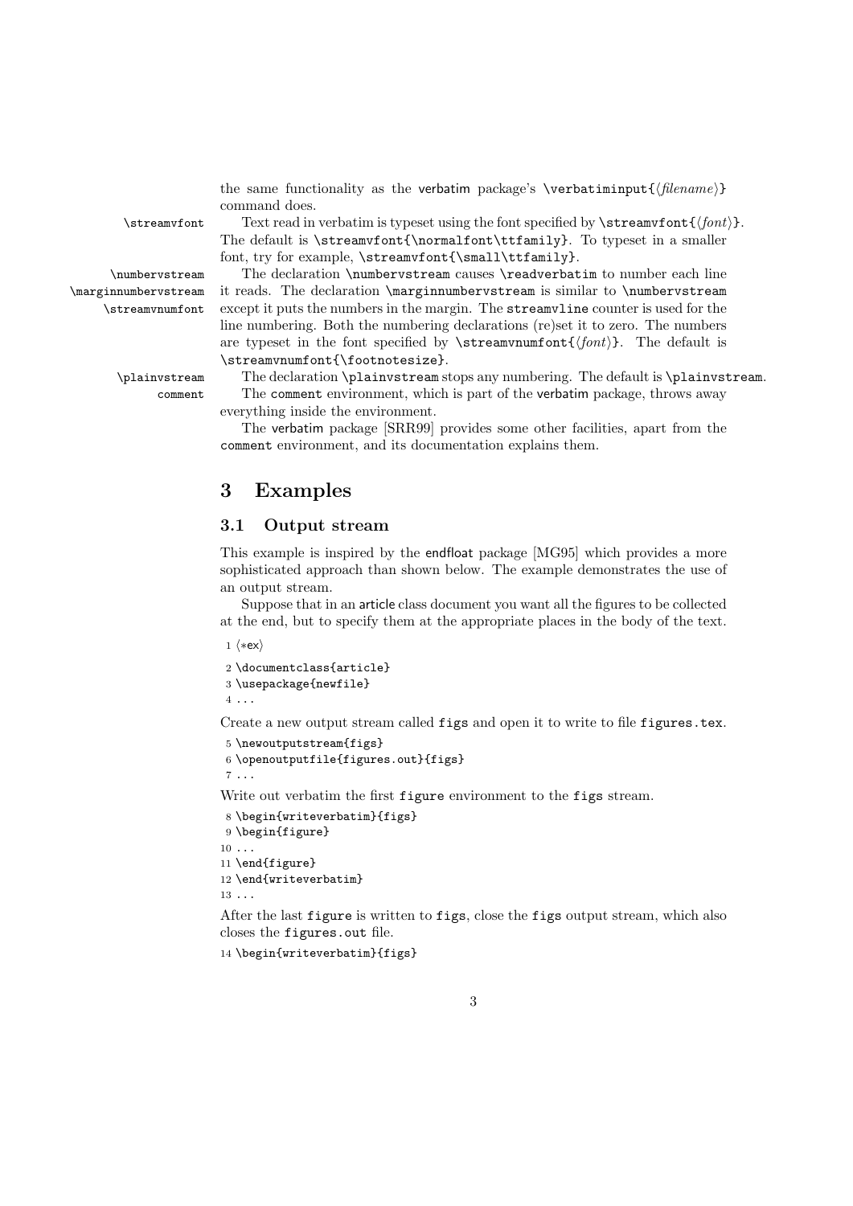the same functionality as the verbatim package's `\verbatiminput{⟨filename⟩}` command does.

`\streamvfont` Text read in verbatim is typeset using the font specified by `\streamvfont{⟨font⟩}`. The default is `\streamvfont{\normalfont\ttfamily}`. To typeset in a smaller font, try for example, `\streamvfont{\small\ttfamily}`.

`\numbervstream` `\marginnumbervstream` `\streamvnumfont` The declaration `\numbervstream` causes `\readverbatim` to number each line it reads. The declaration `\marginnumbervstream` is similar to `\numbervstream` except it puts the numbers in the margin. The `streamvline` counter is used for the line numbering. Both the numbering declarations (re)set it to zero. The numbers are typeset in the font specified by `\streamvnumfont{⟨font⟩}`. The default is `\streamvnumfont{\footnotesize}`.

`\plainvstream` The declaration `\plainvstream` stops any numbering. The default is `\plainvstream`.

`comment` The `comment` environment, which is part of the verbatim package, throws away everything inside the environment.

The verbatim package [SRR99] provides some other facilities, apart from the `comment` environment, and its documentation explains them.

## 3 Examples

### 3.1 Output stream

This example is inspired by the endfloat package [MG95] which provides a more sophisticated approach than shown below. The example demonstrates the use of an output stream.

Suppose that in an article class document you want all the figures to be collected at the end, but to specify them at the appropriate places in the body of the text.

```
1 ⟨*ex⟩
2 \documentclass{article}
3 \usepackage{newfile}
4 ...
```

Create a new output stream called `figs` and open it to write to file `figures.tex`.

```
5 \newoutputstream{figs}
6 \openoutputfile{figures.out}{figs}
7 ...
```

Write out verbatim the first `figure` environment to the `figs` stream.

```
8 \begin{writeverbatim}{figs}
9 \begin{figure}
10 ...
11 \end{figure}
12 \end{writeverbatim}
13 ...
```

After the last `figure` is written to `figs`, close the `figs` output stream, which also closes the `figures.out` file.

```
14 \begin{writeverbatim}{figs}
```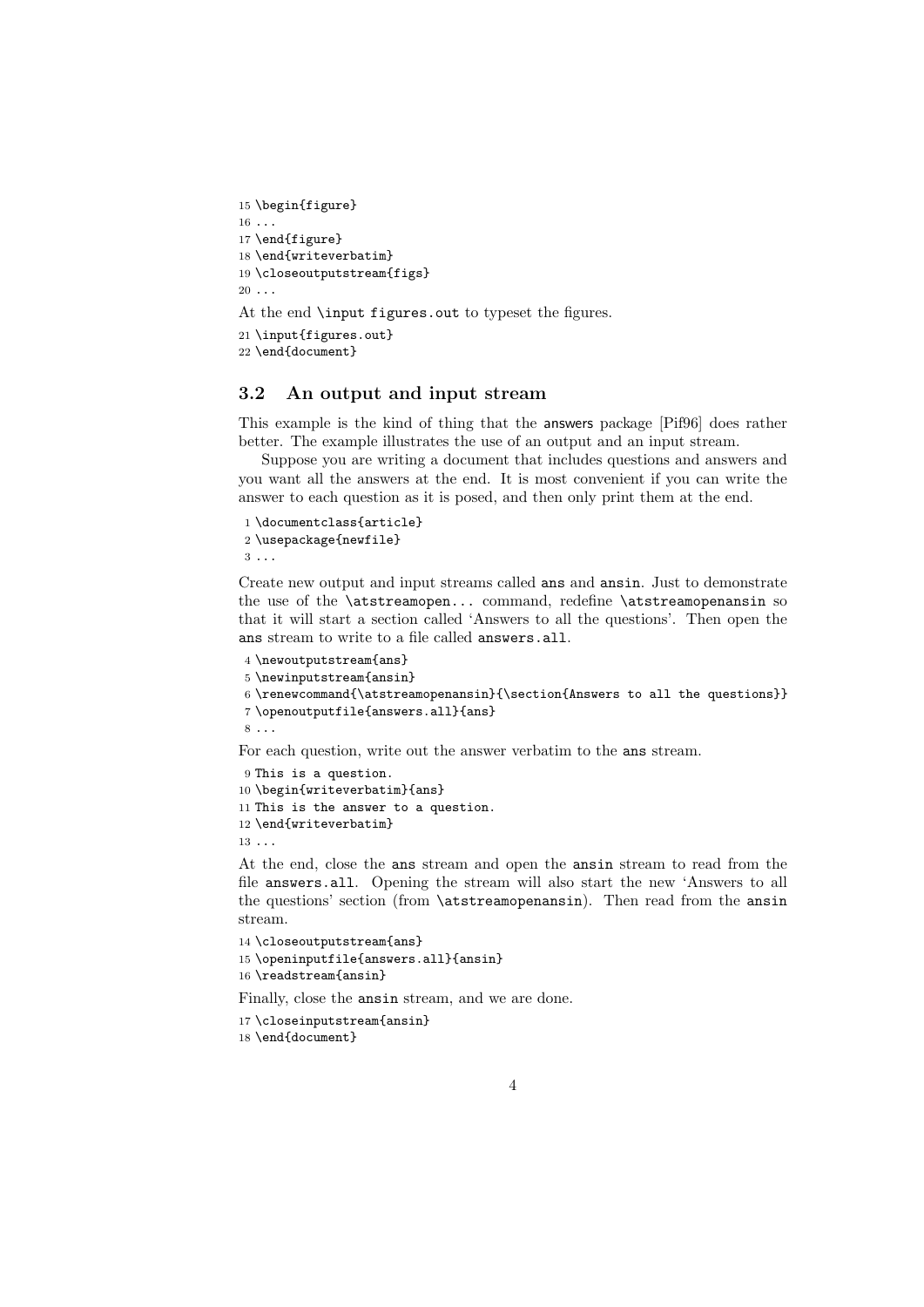```
15 \begin{figure}
16 ...
17 \end{figure}
18 \end{writeverbatim}
19 \closeoutputstream{figs}
20 ...
```

At the end `\input figures.out` to typeset the figures.

```
21 \input{figures.out}
22 \end{document}
```

### 3.2 An output and input stream

This example is the kind of thing that the answers package [Pif96] does rather better. The example illustrates the use of an output and an input stream.

Suppose you are writing a document that includes questions and answers and you want all the answers at the end. It is most convenient if you can write the answer to each question as it is posed, and then only print them at the end.

```
1 \documentclass{article}
2 \usepackage{newfile}
3 ...
```

Create new output and input streams called `ans` and `ansin`. Just to demonstrate the use of the `\atstreamopen...` command, redefine `\atstreamopenansin` so that it will start a section called 'Answers to all the questions'. Then open the `ans` stream to write to a file called `answers.all`.

```
4 \newoutputstream{ans}
5 \newinputstream{ansin}
6 \renewcommand{\atstreamopenansin}{\section{Answers to all the questions}}
7 \openoutputfile{answers.all}{ans}
8 ...
```

For each question, write out the answer verbatim to the `ans` stream.

```
9 This is a question.
10 \begin{writeverbatim}{ans}
11 This is the answer to a question.
12 \end{writeverbatim}
13 ...
```

At the end, close the `ans` stream and open the `ansin` stream to read from the file `answers.all`. Opening the stream will also start the new 'Answers to all the questions' section (from `\atstreamopenansin`). Then read from the `ansin` stream.

```
14 \closeoutputstream{ans}
15 \openinputfile{answers.all}{ansin}
16 \readstream{ansin}
```

Finally, close the `ansin` stream, and we are done.

```
17 \closeinputstream{ansin}
18 \end{document}
```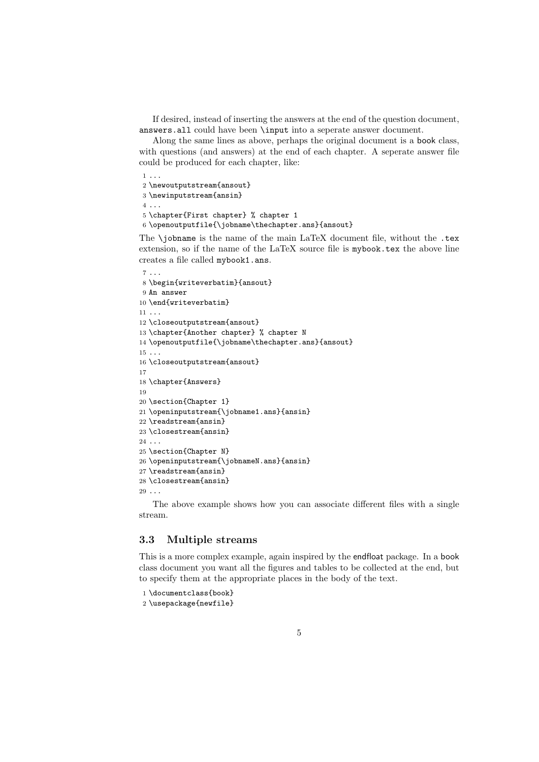If desired, instead of inserting the answers at the end of the question document, `answers.all` could have been `\input` into a seperate answer document.

Along the same lines as above, perhaps the original document is a book class, with questions (and answers) at the end of each chapter. A seperate answer file could be produced for each chapter, like:

```
1 ...
2 \newoutputstream{ansout}
3 \newinputstream{ansin}
4 ...
5 \chapter{First chapter} % chapter 1
6 \openoutputfile{\jobname\thechapter.ans}{ansout}
```

The `\jobname` is the name of the main LaTeX document file, without the `.tex` extension, so if the name of the LaTeX source file is `mybook.tex` the above line creates a file called `mybook1.ans`.

```
7 ...
8 \begin{writeverbatim}{ansout}
9 An answer
10 \end{writeverbatim}
11 ...
12 \closeoutputstream{ansout}
13 \chapter{Another chapter} % chapter N
14 \openoutputfile{\jobname\thechapter.ans}{ansout}
15 ...
16 \closeoutputstream{ansout}
17
18 \chapter{Answers}
19
20 \section{Chapter 1}
21 \openinputstream{\jobname1.ans}{ansin}
22 \readstream{ansin}
23 \closestream{ansin}
24 ...
25 \section{Chapter N}
26 \openinputstream{\jobnameN.ans}{ansin}
27 \readstream{ansin}
28 \closestream{ansin}
29 ...
```

The above example shows how you can associate different files with a single stream.

### 3.3 Multiple streams

This is a more complex example, again inspired by the endfloat package. In a book class document you want all the figures and tables to be collected at the end, but to specify them at the appropriate places in the body of the text.

```
1 \documentclass{book}
2 \usepackage{newfile}
```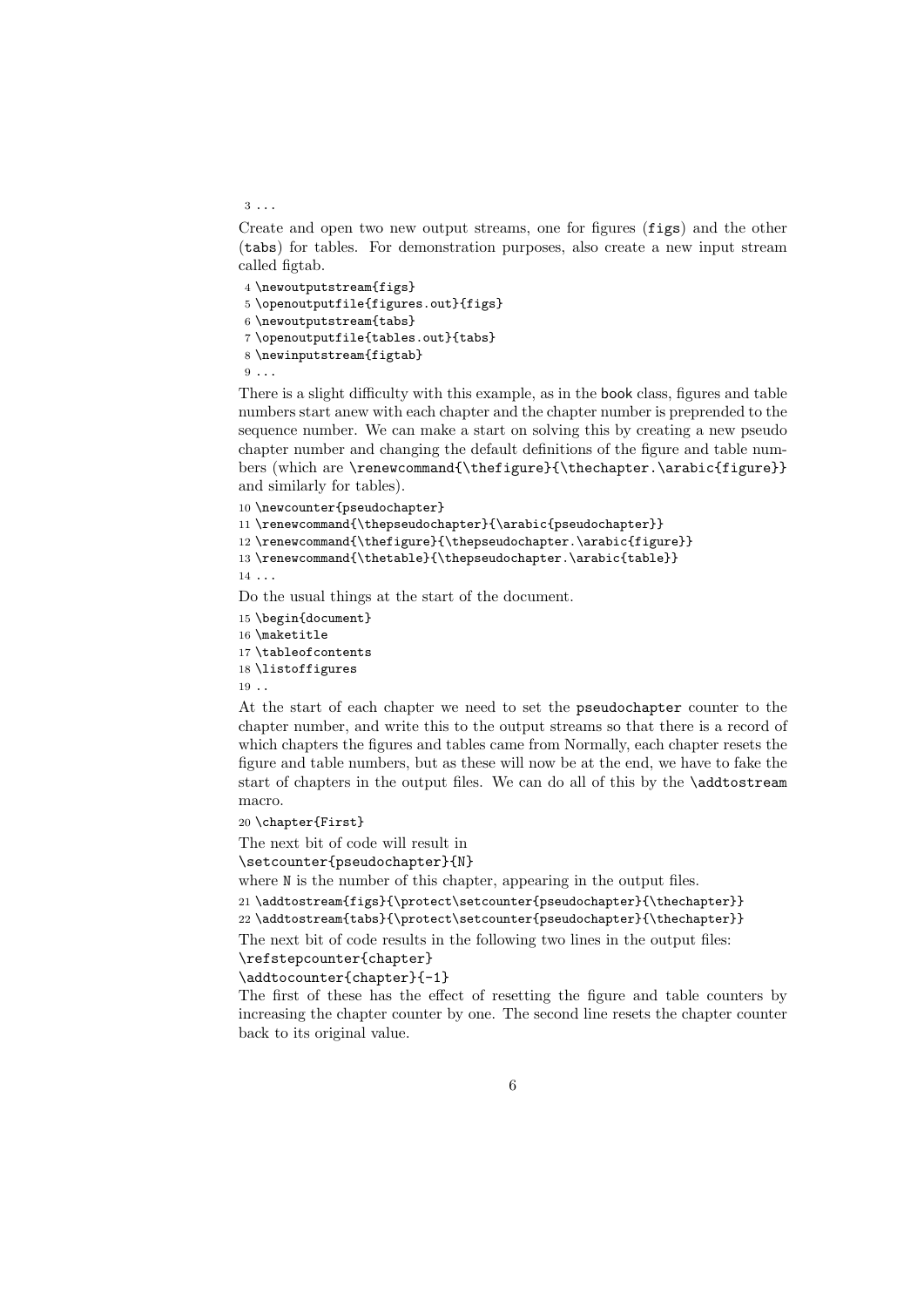```
3 ...
```

Create and open two new output streams, one for figures (figs) and the other (tabs) for tables. For demonstration purposes, also create a new input stream called figtab.

```
4 \newoutputstream{figs}
5 \openoutputfile{figures.out}{figs}
6 \newoutputstream{tabs}
7 \openoutputfile{tables.out}{tabs}
8 \newinputstream{figtab}
9 ...
```

There is a slight difficulty with this example, as in the book class, figures and table numbers start anew with each chapter and the chapter number is preprended to the sequence number. We can make a start on solving this by creating a new pseudo chapter number and changing the default definitions of the figure and table numbers (which are `\renewcommand{\thefigure}{\thechapter.\arabic{figure}}` and similarly for tables).

```
10 \newcounter{pseudochapter}
11 \renewcommand{\thepseudochapter}{\arabic{pseudochapter}}
12 \renewcommand{\thefigure}{\thepseudochapter.\arabic{figure}}
13 \renewcommand{\thetable}{\thepseudochapter.\arabic{table}}
14 ...
```

Do the usual things at the start of the document.

```
15 \begin{document}
16 \maketitle
17 \tableofcontents
18 \listoffigures
19 ..
```

At the start of each chapter we need to set the pseudochapter counter to the chapter number, and write this to the output streams so that there is a record of which chapters the figures and tables came from Normally, each chapter resets the figure and table numbers, but as these will now be at the end, we have to fake the start of chapters in the output files. We can do all of this by the `\addtostream` macro.

```
20 \chapter{First}
```

The next bit of code will result in
`\setcounter{pseudochapter}{N}`
where N is the number of this chapter, appearing in the output files.

```
21 \addtostream{figs}{\protect\setcounter{pseudochapter}{\thechapter}}
22 \addtostream{tabs}{\protect\setcounter{pseudochapter}{\thechapter}}
```

The next bit of code results in the following two lines in the output files:
`\refstepcounter{chapter}`
`\addtocounter{chapter}{-1}`
The first of these has the effect of resetting the figure and table counters by increasing the chapter counter by one. The second line resets the chapter counter back to its original value.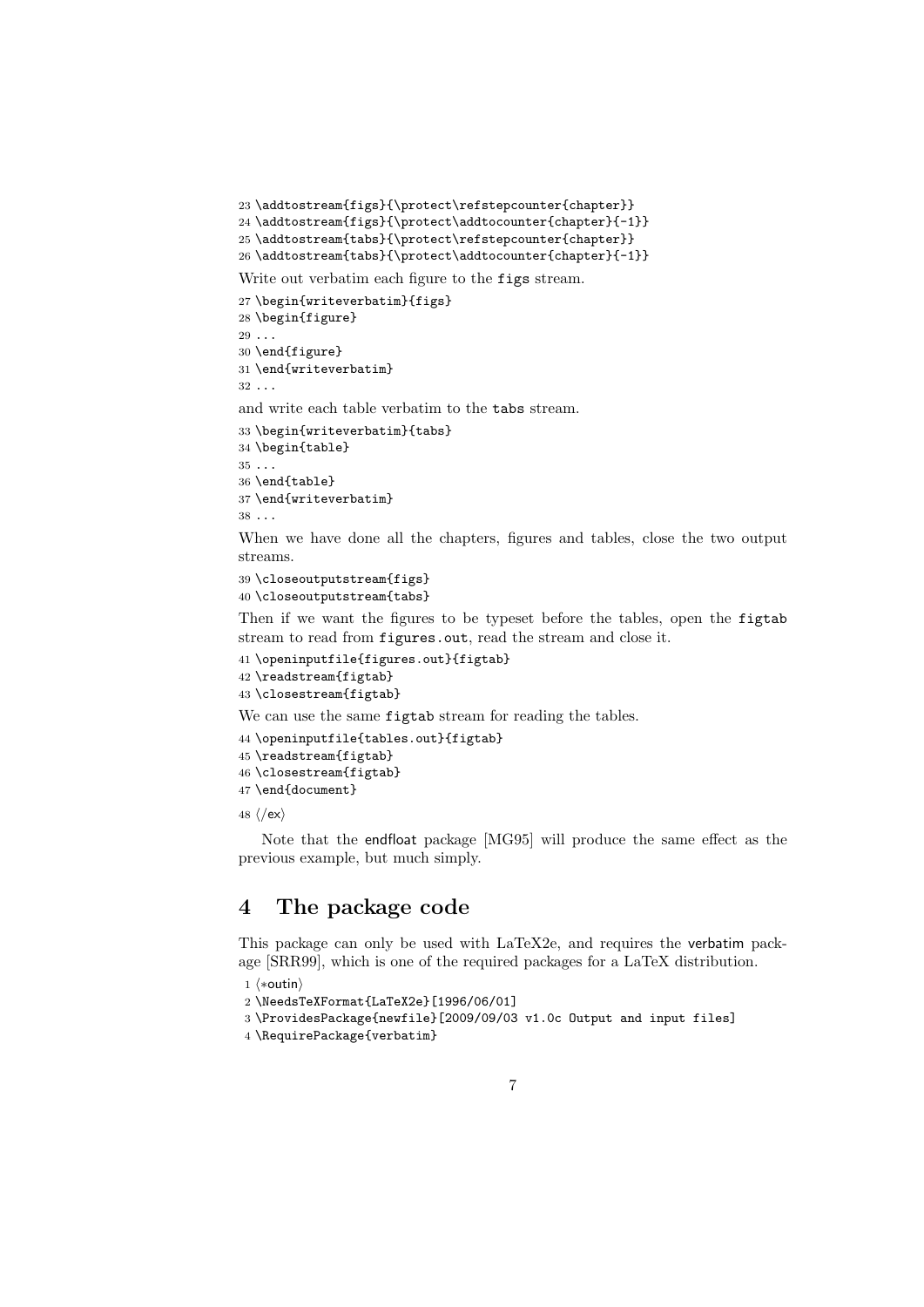```
23 \addtostream{figs}{\protect\refstepcounter{chapter}}
24 \addtostream{figs}{\protect\addtocounter{chapter}{-1}}
25 \addtostream{tabs}{\protect\refstepcounter{chapter}}
26 \addtostream{tabs}{\protect\addtocounter{chapter}{-1}}
```

Write out verbatim each figure to the `figs` stream.

```
27 \begin{writeverbatim}{figs}
28 \begin{figure}
29 ...
30 \end{figure}
31 \end{writeverbatim}
32 ...
```

and write each table verbatim to the `tabs` stream.

```
33 \begin{writeverbatim}{tabs}
34 \begin{table}
35 ...
36 \end{table}
37 \end{writeverbatim}
38 ...
```

When we have done all the chapters, figures and tables, close the two output streams.

```
39 \closeoutputstream{figs}
40 \closeoutputstream{tabs}
```

Then if we want the figures to be typeset before the tables, open the `figtab` stream to read from `figures.out`, read the stream and close it.

```
41 \openinputfile{figures.out}{figtab}
42 \readstream{figtab}
43 \closestream{figtab}
```

We can use the same `figtab` stream for reading the tables.

```
44 \openinputfile{tables.out}{figtab}
45 \readstream{figtab}
46 \closestream{figtab}
47 \end{document}
48 ⟨/ex⟩
```

Note that the endfloat package [MG95] will produce the same effect as the previous example, but much simply.

## 4 The package code

This package can only be used with LaTeX2e, and requires the verbatim package [SRR99], which is one of the required packages for a LaTeX distribution.

```
1 ⟨*outin⟩
2 \NeedsTeXFormat{LaTeX2e}[1996/06/01]
3 \ProvidesPackage{newfile}[2009/09/03 v1.0c Output and input files]
4 \RequirePackage{verbatim}
```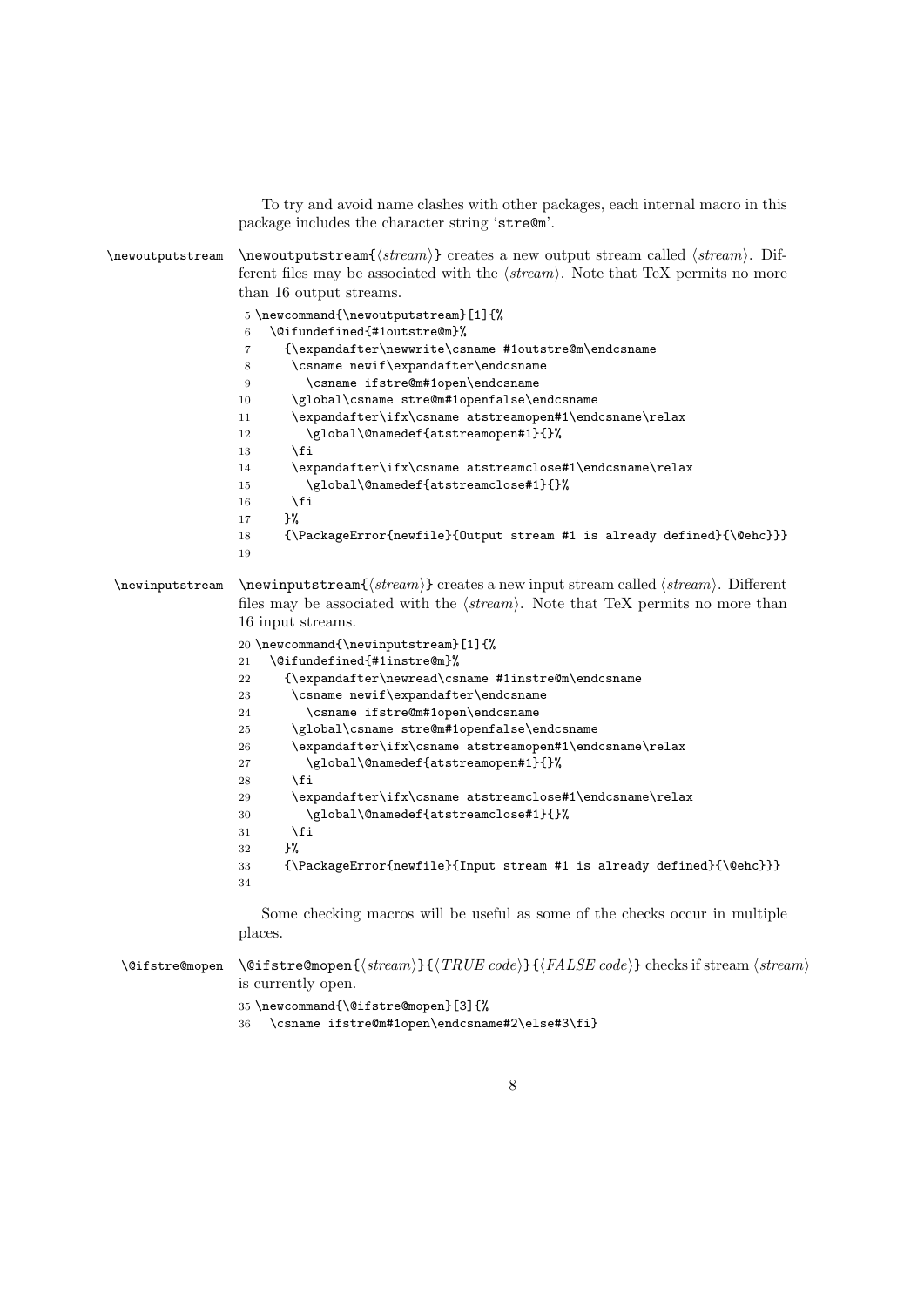To try and avoid name clashes with other packages, each internal macro in this package includes the character string 'stre@m'.

`\newoutputstream`

\newoutputstream{⟨*stream*⟩} creates a new output stream called ⟨*stream*⟩. Different files may be associated with the ⟨*stream*⟩. Note that TeX permits no more than 16 output streams.

```
5 \newcommand{\newoutputstream}[1]{%
6   \@ifundefined{#1outstre@m}%
7     {\expandafter\newwrite\csname #1outstre@m\endcsname
8      \csname newif\expandafter\endcsname
9        \csname ifstre@m#1open\endcsname
10     \global\csname stre@m#1openfalse\endcsname
11     \expandafter\ifx\csname atstreamopen#1\endcsname\relax
12       \global\@namedef{atstreamopen#1}{}%
13     \fi
14     \expandafter\ifx\csname atstreamclose#1\endcsname\relax
15       \global\@namedef{atstreamclose#1}{}%
16     \fi
17    }%
18    {\PackageError{newfile}{Output stream #1 is already defined}{\@ehc}}}
19
```

`\newinputstream`

\newinputstream{⟨*stream*⟩} creates a new input stream called ⟨*stream*⟩. Different files may be associated with the ⟨*stream*⟩. Note that TeX permits no more than 16 input streams.

```
20 \newcommand{\newinputstream}[1]{%
21   \@ifundefined{#1instre@m}%
22     {\expandafter\newread\csname #1instre@m\endcsname
23      \csname newif\expandafter\endcsname
24        \csname ifstre@m#1open\endcsname
25      \global\csname stre@m#1openfalse\endcsname
26      \expandafter\ifx\csname atstreamopen#1\endcsname\relax
27        \global\@namedef{atstreamopen#1}{}%
28      \fi
29      \expandafter\ifx\csname atstreamclose#1\endcsname\relax
30        \global\@namedef{atstreamclose#1}{}%
31      \fi
32    }%
33    {\PackageError{newfile}{Input stream #1 is already defined}{\@ehc}}}
34
```

Some checking macros will be useful as some of the checks occur in multiple places.

`\@ifstre@mopen`

\@ifstre@mopen{⟨*stream*⟩}{⟨*TRUE code*⟩}{⟨*FALSE code*⟩} checks if stream ⟨*stream*⟩ is currently open.

```
35 \newcommand{\@ifstre@mopen}[3]{%
36   \csname ifstre@m#1open\endcsname#2\else#3\fi}
```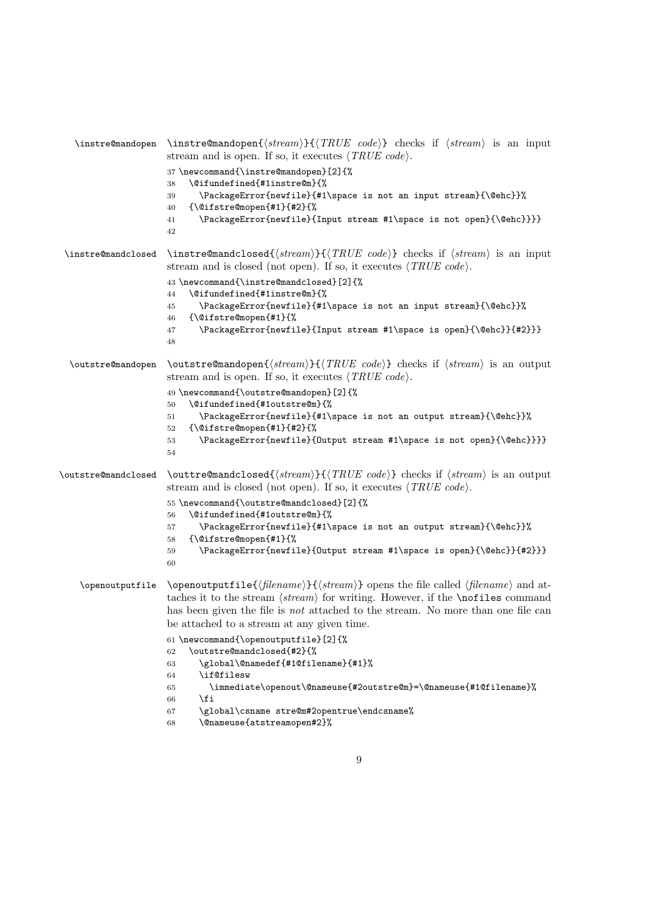**\instre@mandopen** \instre@mandopen{⟨*stream*⟩}{⟨*TRUE code*⟩} checks if ⟨*stream*⟩ is an input stream and is open. If so, it executes ⟨*TRUE code*⟩.

```
37 \newcommand{\instre@mandopen}[2]{%
38   \@ifundefined{#1instre@m}{%
39     \PackageError{newfile}{#1\space is not an input stream}{\@ehc}}%
40   {\@ifstre@mopen{#1}{#2}{%
41     \PackageError{newfile}{Input stream #1\space is not open}{\@ehc}}}}
42
```

**\instre@mandclosed** \instre@mandclosed{⟨*stream*⟩}{⟨*TRUE code*⟩} checks if ⟨*stream*⟩ is an input stream and is closed (not open). If so, it executes ⟨*TRUE code*⟩.

```
43 \newcommand{\instre@mandclosed}[2]{%
44   \@ifundefined{#1instre@m}{%
45     \PackageError{newfile}{#1\space is not an input stream}{\@ehc}}%
46   {\@ifstre@mopen{#1}{%
47     \PackageError{newfile}{Input stream #1\space is open}{\@ehc}}{#2}}}
48
```

**\outstre@mandopen** \outstre@mandopen{⟨*stream*⟩}{⟨*TRUE code*⟩} checks if ⟨*stream*⟩ is an output stream and is open. If so, it executes ⟨*TRUE code*⟩.

```
49 \newcommand{\outstre@mandopen}[2]{%
50   \@ifundefined{#1outstre@m}{%
51     \PackageError{newfile}{#1\space is not an output stream}{\@ehc}}%
52   {\@ifstre@mopen{#1}{#2}{%
53     \PackageError{newfile}{Output stream #1\space is not open}{\@ehc}}}}
54
```

**\outstre@mandclosed** \outtre@mandclosed{⟨*stream*⟩}{⟨*TRUE code*⟩} checks if ⟨*stream*⟩ is an output stream and is closed (not open). If so, it executes ⟨*TRUE code*⟩.

```
55 \newcommand{\outstre@mandclosed}[2]{%
56   \@ifundefined{#1outstre@m}{%
57     \PackageError{newfile}{#1\space is not an output stream}{\@ehc}}%
58   {\@ifstre@mopen{#1}{%
59     \PackageError{newfile}{Output stream #1\space is open}{\@ehc}}{#2}}}
60
```

**\openoutputfile** \openoutputfile{⟨*filename*⟩}{⟨*stream*⟩} opens the file called ⟨*filename*⟩ and attaches it to the stream ⟨*stream*⟩ for writing. However, if the \nofiles command has been given the file is *not* attached to the stream. No more than one file can be attached to a stream at any given time.

```
61 \newcommand{\openoutputfile}[2]{%
62   \outstre@mandclosed{#2}{%
63     \global\@namedef{#1@filename}{#1}%
64     \if@filesw
65       \immediate\openout\@nameuse{#2outstre@m}=\@nameuse{#1@filename}%
66     \fi
67     \global\csname stre@m#2opentrue\endcsname%
68     \@nameuse{atstreamopen#2}%
```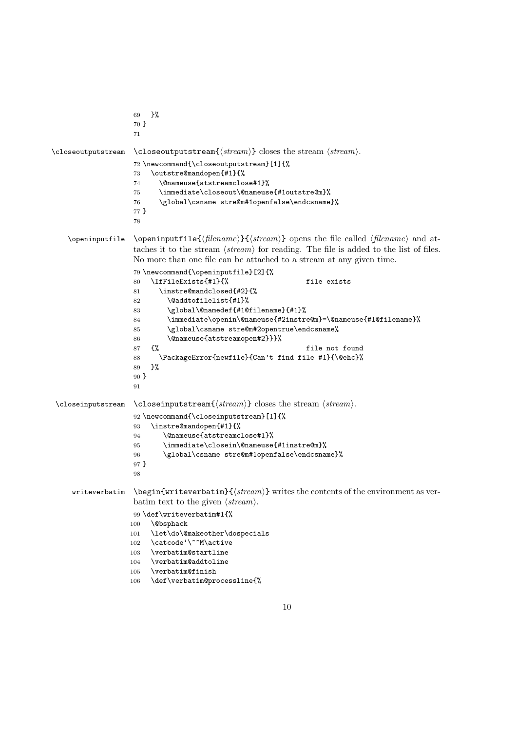```
69   }%
70 }
71
```

`\closeoutputstream` \closeoutputstream{⟨*stream*⟩} closes the stream ⟨*stream*⟩.

```
72 \newcommand{\closeoutputstream}[1]{%
73   \outstre@mandopen{#1}{%
74     \@nameuse{atstreamclose#1}%
75     \immediate\closeout\@nameuse{#1outstre@m}%
76     \global\csname stre@m#1openfalse\endcsname}%
77 }
78
```

`\openinputfile` \openinputfile{⟨*filename*⟩}{⟨*stream*⟩} opens the file called ⟨*filename*⟩ and attaches it to the stream ⟨*stream*⟩ for reading. The file is added to the list of files. No more than one file can be attached to a stream at any given time.

```
79 \newcommand{\openinputfile}[2]{%
80   \IfFileExists{#1}{%                    file exists
81     \instre@mandclosed{#2}{%
82       \@addtofilelist{#1}%
83       \global\@namedef{#1@filename}{#1}%
84       \immediate\openin\@nameuse{#2instre@m}=\@nameuse{#1@filename}%
85       \global\csname stre@m#2opentrue\endcsname%
86       \@nameuse{atstreamopen#2}}}%
87   {%                                     file not found
88     \PackageError{newfile}{Can't find file #1}{\@ehc}%
89   }%
90 }
91
```

`\closeinputstream` \closeinputstream{⟨*stream*⟩} closes the stream ⟨*stream*⟩.

```
92 \newcommand{\closeinputstream}[1]{%
93   \instre@mandopen{#1}{%
94       \@nameuse{atstreamclose#1}%
95       \immediate\closein\@nameuse{#1instre@m}%
96       \global\csname stre@m#1openfalse\endcsname}%
97 }
98
```

`writeverbatim` \begin{writeverbatim}{⟨*stream*⟩} writes the contents of the environment as verbatim text to the given ⟨*stream*⟩.

```
99 \def\writeverbatim#1{%
100   \@bsphack
101   \let\do\@makeother\dospecials
102   \catcode`\^^M\active
103   \verbatim@startline
104   \verbatim@addtoline
105   \verbatim@finish
106   \def\verbatim@processline{%
```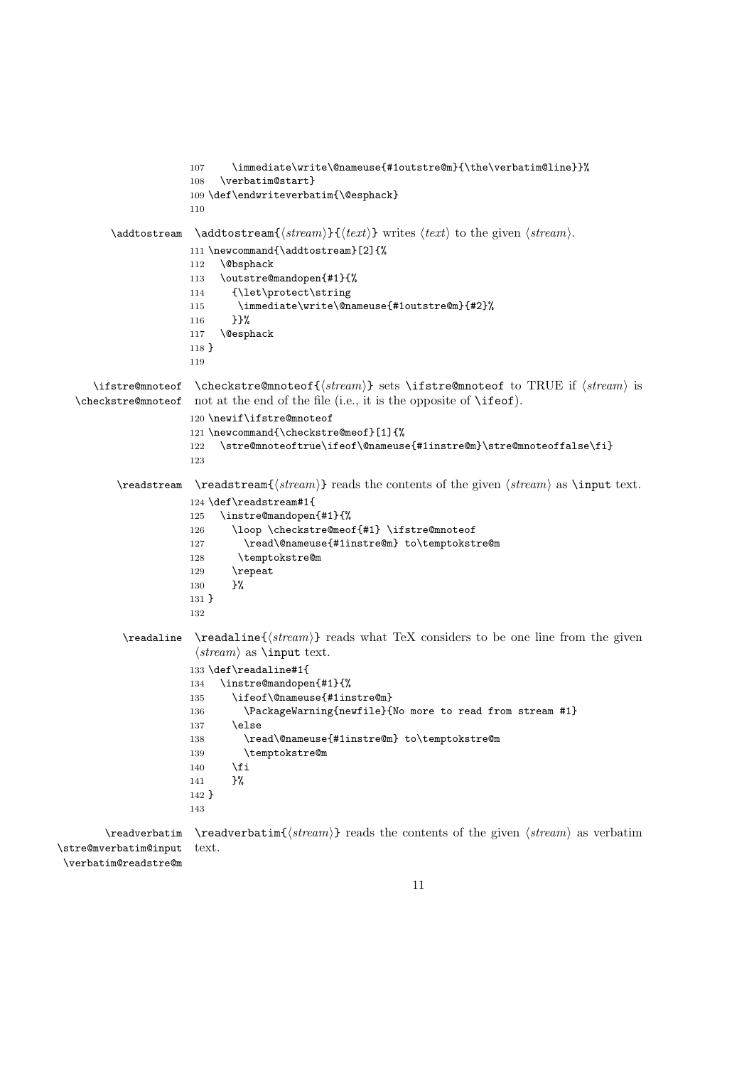```
107     \immediate\write\@nameuse{#1outstre@m}{\the\verbatim@line}}%
108   \verbatim@start}
109 \def\endwriteverbatim{\@esphack}
110
```

`\addtostream`

\addtostream{⟨*stream*⟩}{⟨*text*⟩} writes ⟨*text*⟩ to the given ⟨*stream*⟩.

```
111 \newcommand{\addtostream}[2]{%
112   \@bsphack
113   \outstre@mandopen{#1}{%
114     {\let\protect\string
115      \immediate\write\@nameuse{#1outstre@m}{#2}%
116     }}%
117   \@esphack
118 }
119
```

`\ifstre@mnoteof` `\checkstre@mnoteof`

\checkstre@mnoteof{⟨*stream*⟩} sets \ifstre@mnoteof to TRUE if ⟨*stream*⟩ is not at the end of the file (i.e., it is the opposite of \ifeof).

```
120 \newif\ifstre@mnoteof
121 \newcommand{\checkstre@meof}[1]{%
122   \stre@mnoteoftrue\ifeof\@nameuse{#1instre@m}\stre@mnoteoffalse\fi}
123
```

`\readstream`

\readstream{⟨*stream*⟩} reads the contents of the given ⟨*stream*⟩ as \input text.

```
124 \def\readstream#1{
125   \instre@mandopen{#1}{%
126     \loop \checkstre@meof{#1} \ifstre@mnoteof
127       \read\@nameuse{#1instre@m} to\temptokstre@m
128      \temptokstre@m
129     \repeat
130     }%
131 }
132
```

`\readaline`

\readaline{⟨*stream*⟩} reads what TeX considers to be one line from the given ⟨*stream*⟩ as \input text.

```
133 \def\readaline#1{
134   \instre@mandopen{#1}{%
135     \ifeof\@nameuse{#1instre@m}
136       \PackageWarning{newfile}{No more to read from stream #1}
137     \else
138       \read\@nameuse{#1instre@m} to\temptokstre@m
139       \temptokstre@m
140     \fi
141     }%
142 }
143
```

`\readverbatim` `\stre@mverbatim@input` `\verbatim@readstre@m`

\readverbatim{⟨*stream*⟩} reads the contents of the given ⟨*stream*⟩ as verbatim text.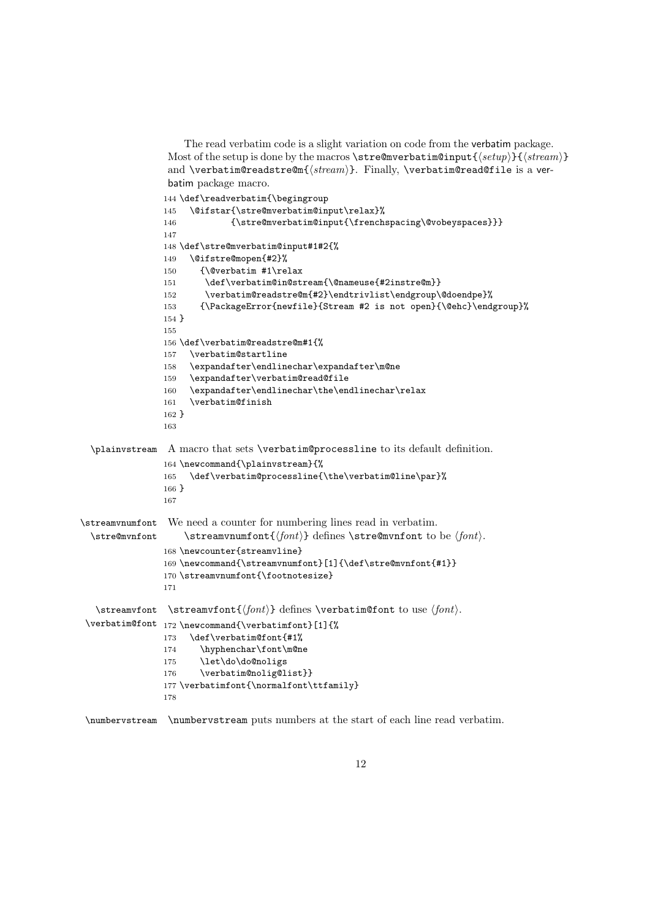The read verbatim code is a slight variation on code from the verbatim package. Most of the setup is done by the macros `\stre@mverbatim@input{⟨setup⟩}{⟨stream⟩}` and `\verbatim@readstre@m{⟨stream⟩}`. Finally, `\verbatim@read@file` is a verbatim package macro.

```
144 \def\readverbatim{\begingroup
145   \@ifstar{\stre@mverbatim@input\relax}%
146           {\stre@mverbatim@input{\frenchspacing\@vobeyspaces}}}
147
148 \def\stre@mverbatim@input#1#2{%
149   \@ifstre@mopen{#2}%
150     {\@verbatim #1\relax
151      \def\verbatim@in@stream{\@nameuse{#2instre@m}}
152      \verbatim@readstre@m{#2}\endtrivlist\endgroup\@doendpe}%
153     {\PackageError{newfile}{Stream #2 is not open}{\@ehc}\endgroup}%
154 }
155
156 \def\verbatim@readstre@m#1{%
157   \verbatim@startline
158   \expandafter\endlinechar\expandafter\m@ne
159   \expandafter\verbatim@read@file
160   \expandafter\endlinechar\the\endlinechar\relax
161   \verbatim@finish
162 }
163
```

`\plainvstream` A macro that sets `\verbatim@processline` to its default definition.

```
164 \newcommand{\plainvstream}{%
165   \def\verbatim@processline{\the\verbatim@line\par}%
166 }
167
```

`\streamvnumfont` `\stre@mvnfont` We need a counter for numbering lines read in verbatim.

`\streamvnumfont{⟨font⟩}` defines `\stre@mvnfont` to be ⟨*font*⟩.

```
168 \newcounter{streamvline}
169 \newcommand{\streamvnumfont}[1]{\def\stre@mvnfont{#1}}
170 \streamvnumfont{\footnotesize}
171
```

`\streamvfont` `\verbatim@font` `\streamvfont{⟨font⟩}` defines `\verbatim@font` to use ⟨*font*⟩.

```
172 \newcommand{\verbatimfont}[1]{%
173   \def\verbatim@font{#1%
174     \hyphenchar\font\m@ne
175     \let\do\do@noligs
176     \verbatim@nolig@list}}
177 \verbatimfont{\normalfont\ttfamily}
178
```

`\numbervstream` `\numbervstream` puts numbers at the start of each line read verbatim.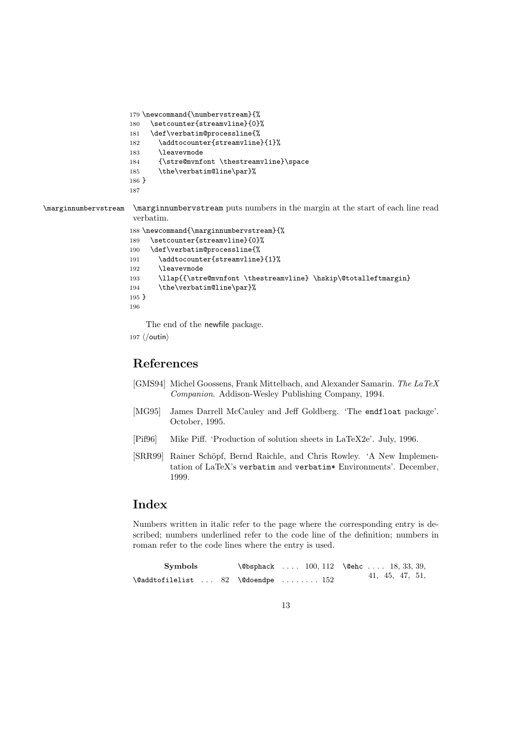```
179 \newcommand{\numbervstream}{%
180   \setcounter{streamvline}{0}%
181   \def\verbatim@processline{%
182     \addtocounter{streamvline}{1}%
183     \leavevmode
184     {\stre@mvnfont \thestreamvline}\space
185     \the\verbatim@line\par}%
186 }
187
```

\marginnumbervstream

\marginnumbervstream puts numbers in the margin at the start of each line read verbatim.

```
188 \newcommand{\marginnumbervstream}{%
189   \setcounter{streamvline}{0}%
190   \def\verbatim@processline{%
191     \addtocounter{streamvline}{1}%
192     \leavevmode
193     \llap{{\stre@mvnfont \thestreamvline} \hskip\@totalleftmargin}
194     \the\verbatim@line\par}%
195 }
196
```

The end of the newfile package.

197 ⟨/outin⟩

## References

[GMS94] Michel Goossens, Frank Mittelbach, and Alexander Samarin. *The LaTeX Companion*. Addison-Wesley Publishing Company, 1994.

[MG95] James Darrell McCauley and Jeff Goldberg. 'The endfloat package'. October, 1995.

[Pif96] Mike Piff. 'Production of solution sheets in LaTeX2e'. July, 1996.

[SRR99] Rainer Schöpf, Bernd Raichle, and Chris Rowley. 'A New Implementation of LaTeX's verbatim and verbatim* Environments'. December, 1999.

## Index

Numbers written in italic refer to the page where the corresponding entry is described; numbers underlined refer to the code line of the definition; numbers in roman refer to the code lines where the entry is used.

**Symbols**

\@addtofilelist . . . 82

\@bsphack . . . . 100, 112

\@doendpe . . . . . . . . 152

\@ehc . . . . 18, 33, 39, 41, 45, 47, 51,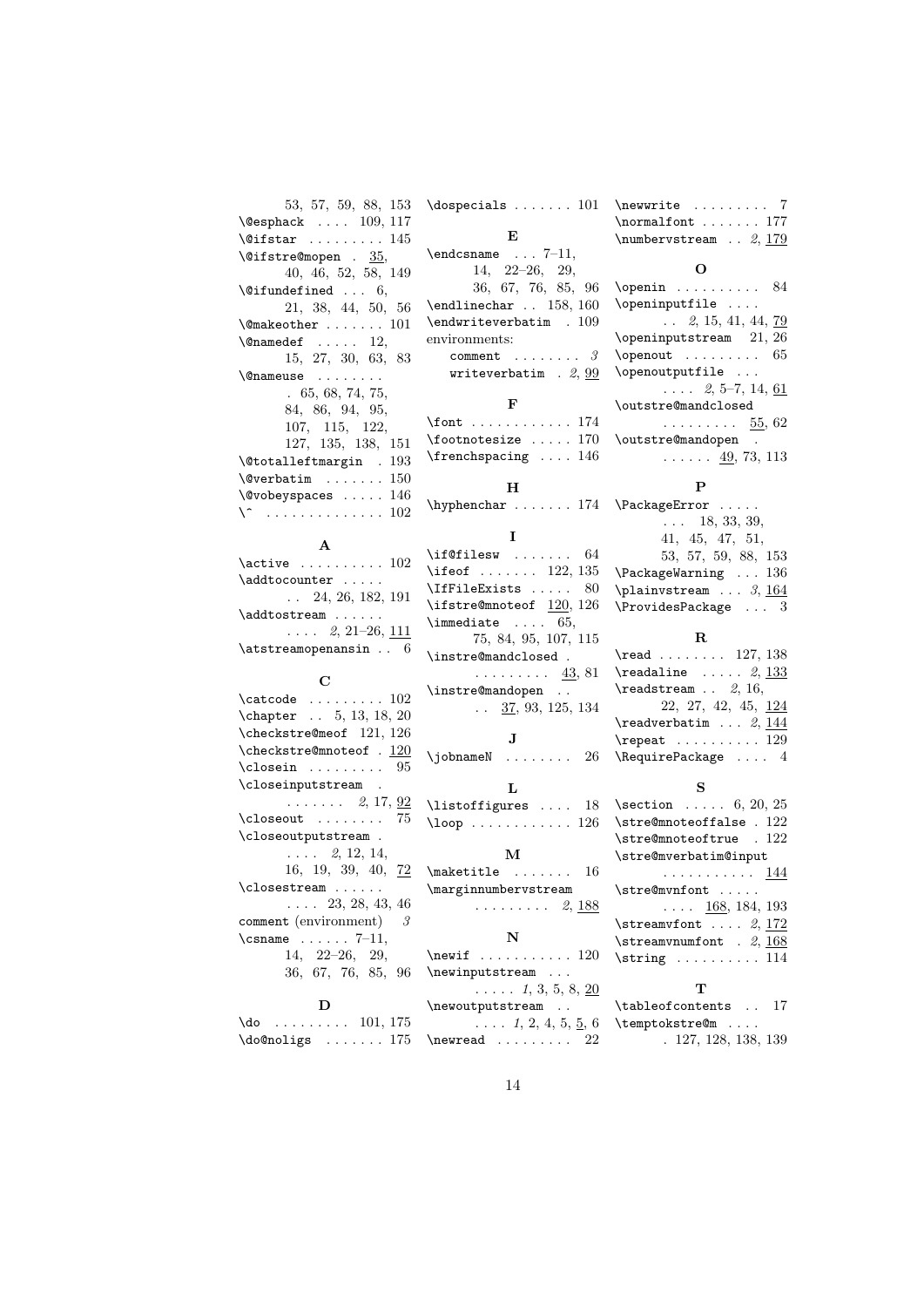53, 57, 59, 88, 153
\@esphack . . . . 109, 117
\@ifstar . . . . . . . . . 145
\@ifstre@mopen . 35, 40, 46, 52, 58, 149
\@ifundefined . . . 6, 21, 38, 44, 50, 56
\@makeother . . . . . . . 101
\@namedef . . . . . 12, 15, 27, 30, 63, 83
\@nameuse . . . . . . . . 65, 68, 74, 75, 84, 86, 94, 95, 107, 115, 122, 127, 135, 138, 151
\@totalleftmargin . 193
\@verbatim . . . . . . . 150
\@vobeyspaces . . . . . 146
\^ . . . . . . . . . . . . . . 102

**A**

\active . . . . . . . . . . 102
\addtocounter . . . . . . 24, 26, 182, 191
\addtostream . . . . . . . . . . *2*, 21–26, 111
\atstreamopenansin . . 6

**C**

\catcode . . . . . . . . . 102
\chapter . . 5, 13, 18, 20
\checkstre@meof 121, 126
\checkstre@mnoteof . 120
\closein . . . . . . . . . 95
\closeinputstream . . . . . . . . *2*, 17, 92
\closeout . . . . . . . . 75
\closeoutputstream . . . . . *2*, 12, 14, 16, 19, 39, 40, 72
\closestream . . . . . . . . . . 23, 28, 43, 46
comment (environment) *3*
\csname . . . . . . 7–11, 14, 22–26, 29, 36, 67, 76, 85, 96

**D**

\do . . . . . . . . . 101, 175
\do@noligs . . . . . . . 175
\dospecials . . . . . . . 101

**E**

\endcsname . . . 7–11, 14, 22–26, 29, 36, 67, 76, 85, 96
\endlinechar . . 158, 160
\endwriteverbatim . 109
environments:
  comment . . . . . . . . *3*
  writeverbatim . *2*, 99

**F**

\font . . . . . . . . . . . . 174
\footnotesize . . . . . 170
\frenchspacing . . . . 146

**H**

\hyphenchar . . . . . . . 174

**I**

\if@filesw . . . . . . . 64
\ifeof . . . . . . . 122, 135
\IfFileExists . . . . . 80
\ifstre@mnoteof 120, 126
\immediate . . . . 65, 75, 84, 95, 107, 115
\instre@mandclosed . . . . . . . . . . 43, 81
\instre@mandopen . . . . 37, 93, 125, 134

**J**

\jobnameN . . . . . . . . 26

**L**

\listoffigures . . . . 18
\loop . . . . . . . . . . . . 126

**M**

\maketitle . . . . . . . 16
\marginnumbervstream . . . . . . . . . *2*, 188

**N**

\newif . . . . . . . . . . . 120
\newinputstream . . . . . . . . *1*, 3, 5, 8, 20
\newoutputstream . . . . . . *1*, 2, 4, 5, 5, 6
\newread . . . . . . . . . 22
\newwrite . . . . . . . . . 7
\normalfont . . . . . . . 177
\numbervstream . . *2*, 179

**O**

\openin . . . . . . . . . . 84
\openinputfile . . . . . . *2*, 15, 41, 44, 79
\openinputstream 21, 26
\openout . . . . . . . . . 65
\openoutputfile . . . . . . . *2*, 5–7, 14, 61
\outstre@mandclosed . . . . . . . . . 55, 62
\outstre@mandopen . . . . . . . 49, 73, 113

**P**

\PackageError . . . . . . . . 18, 33, 39, 41, 45, 47, 51, 53, 57, 59, 88, 153
\PackageWarning . . . 136
\plainvstream . . . *3*, 164
\ProvidesPackage . . . 3

**R**

\read . . . . . . . . 127, 138
\readaline . . . . . *2*, 133
\readstream . . *2*, 16, 22, 27, 42, 45, 124
\readverbatim . . . *2*, 144
\repeat . . . . . . . . . . 129
\RequirePackage . . . . 4

**S**

\section . . . . . 6, 20, 25
\stre@mnoteoffalse . 122
\stre@mnoteoftrue . 122
\stre@mverbatim@input . . . . . . . . . . . 144
\stre@mvnfont . . . . . . . . . 168, 184, 193
\streamvfont . . . . *2*, 172
\streamvnumfont . *2*, 168
\string . . . . . . . . . . 114

**T**

\tableofcontents . . 17
\temptokstre@m . . . . . 127, 128, 138, 139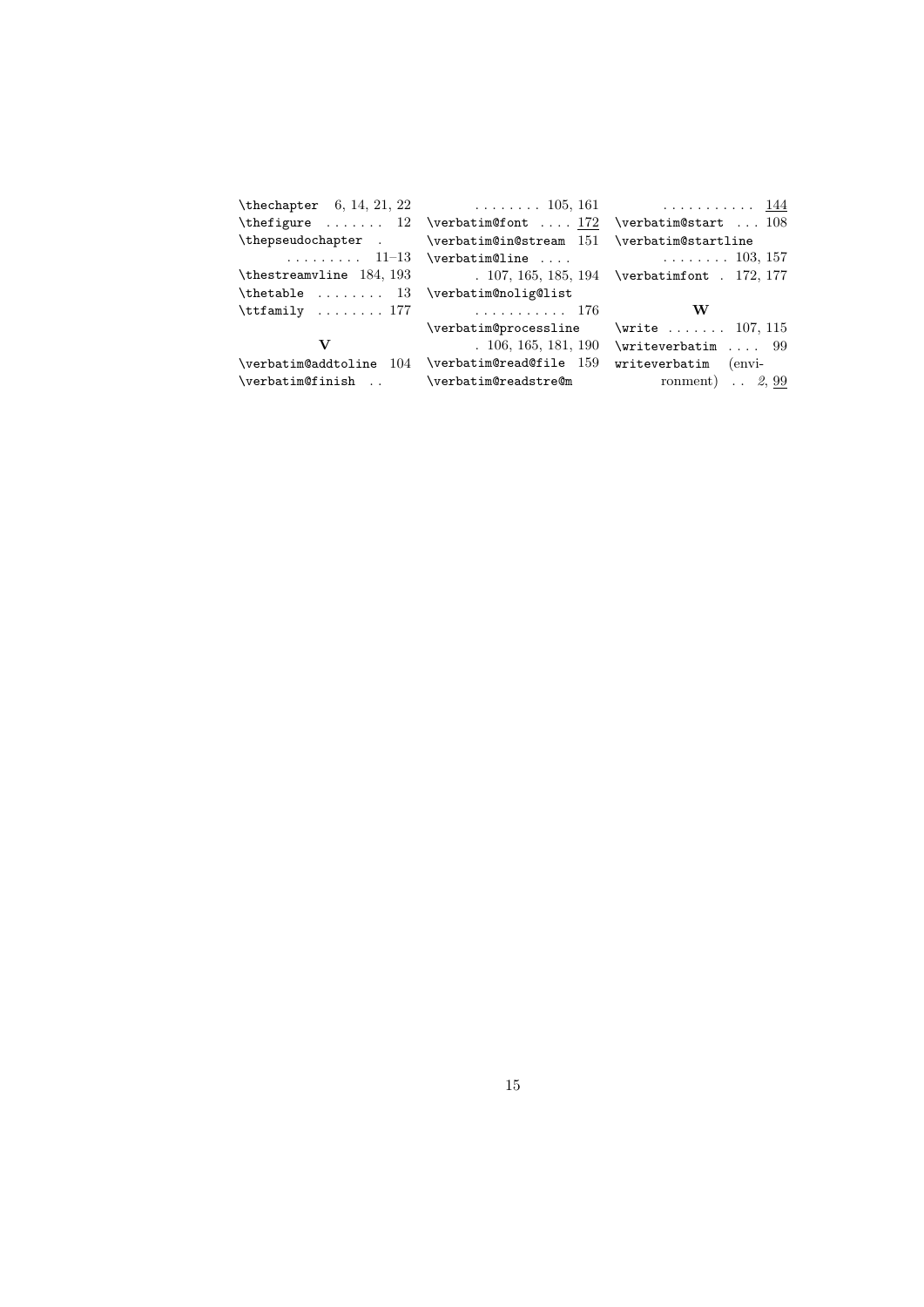\thechapter 6, 14, 21, 22
\thefigure . . . . . . . 12
\thepseudochapter . . . . . . . . . . 11–13
\thestreamvline 184, 193
\thetable . . . . . . . . 13
\ttfamily . . . . . . . . 177

**V**

\verbatim@addtoline 104
\verbatim@finish . . . . . . . . . . 105, 161
\verbatim@font . . . . 172
\verbatim@in@stream 151
\verbatim@line . . . . . 107, 165, 185, 194
\verbatim@nolig@list . . . . . . . . . . . 176
\verbatim@processline . 106, 165, 181, 190
\verbatim@read@file 159
\verbatim@readstre@m . . . . . . . . . . . 144
\verbatim@start . . . 108
\verbatim@startline . . . . . . . . 103, 157
\verbatimfont . 172, 177

**W**

\write . . . . . . . 107, 115
\writeverbatim . . . . 99
writeverbatim (environment) . . *2*, 99